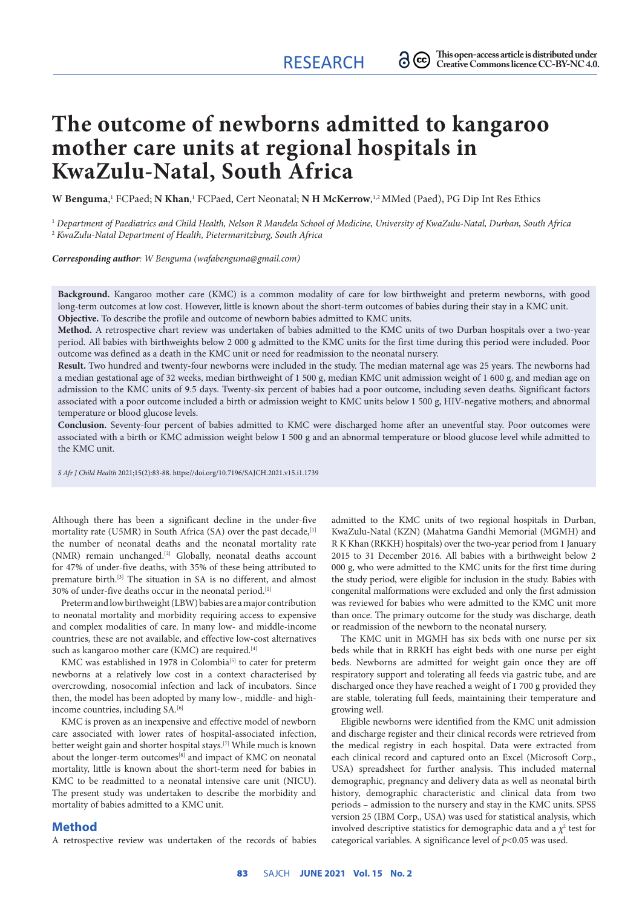RESEARCH

This open-access article is distributed under Creative Commons licence CC-BY-NC 4.0.

# The outcome of newborns admitted to kangaroo mother care units at regional hospitals in KwaZulu-Natal, South Africa

**W Benguma**,[1] FCPaed; **N Khan**,[1] FCPaed, Cert Neonatal; **N H McKerrow**,[1,2] MMed (Paed), PG Dip Int Res Ethics

[1] *Department of Paediatrics and Child Health, Nelson R Mandela School of Medicine, University of KwaZulu-Natal, Durban, South Africa*
[2] *KwaZulu-Natal Department of Health, Pietermaritzburg, South Africa*

***Corresponding author****: W Benguma (wafabenguma@gmail.com)*

**Background.** Kangaroo mother care (KMC) is a common modality of care for low birthweight and preterm newborns, with good long-term outcomes at low cost. However, little is known about the short-term outcomes of babies during their stay in a KMC unit.

**Objective.** To describe the profile and outcome of newborn babies admitted to KMC units.

**Method.** A retrospective chart review was undertaken of babies admitted to the KMC units of two Durban hospitals over a two-year period. All babies with birthweights below 2 000 g admitted to the KMC units for the first time during this period were included. Poor outcome was defined as a death in the KMC unit or need for readmission to the neonatal nursery.

**Result.** Two hundred and twenty-four newborns were included in the study. The median maternal age was 25 years. The newborns had a median gestational age of 32 weeks, median birthweight of 1 500 g, median KMC unit admission weight of 1 600 g, and median age on admission to the KMC units of 9.5 days. Twenty-six percent of babies had a poor outcome, including seven deaths. Significant factors associated with a poor outcome included a birth or admission weight to KMC units below 1 500 g, HIV-negative mothers; and abnormal temperature or blood glucose levels.

**Conclusion.** Seventy-four percent of babies admitted to KMC were discharged home after an uneventful stay. Poor outcomes were associated with a birth or KMC admission weight below 1 500 g and an abnormal temperature or blood glucose level while admitted to the KMC unit.

*S Afr J Child Health* 2021;15(2):83-88. https://doi.org/10.7196/SAJCH.2021.v15.i1.1739

Although there has been a significant decline in the under-five mortality rate (U5MR) in South Africa (SA) over the past decade,[1] the number of neonatal deaths and the neonatal mortality rate (NMR) remain unchanged.[2] Globally, neonatal deaths account for 47% of under-five deaths, with 35% of these being attributed to premature birth.[3] The situation in SA is no different, and almost 30% of under-five deaths occur in the neonatal period.[1]

Preterm and low birthweight (LBW) babies are a major contribution to neonatal mortality and morbidity requiring access to expensive and complex modalities of care. In many low- and middle-income countries, these are not available, and effective low-cost alternatives such as kangaroo mother care (KMC) are required.[4]

KMC was established in 1978 in Colombia[5] to cater for preterm newborns at a relatively low cost in a context characterised by overcrowding, nosocomial infection and lack of incubators. Since then, the model has been adopted by many low-, middle- and high-income countries, including SA.[6]

KMC is proven as an inexpensive and effective model of newborn care associated with lower rates of hospital-associated infection, better weight gain and shorter hospital stays.[7] While much is known about the longer-term outcomes[8] and impact of KMC on neonatal mortality, little is known about the short-term need for babies in KMC to be readmitted to a neonatal intensive care unit (NICU). The present study was undertaken to describe the morbidity and mortality of babies admitted to a KMC unit.

## Method

A retrospective review was undertaken of the records of babies admitted to the KMC units of two regional hospitals in Durban, KwaZulu-Natal (KZN) (Mahatma Gandhi Memorial (MGMH) and R K Khan (RKKH) hospitals) over the two-year period from 1 January 2015 to 31 December 2016. All babies with a birthweight below 2 000 g, who were admitted to the KMC units for the first time during the study period, were eligible for inclusion in the study. Babies with congenital malformations were excluded and only the first admission was reviewed for babies who were admitted to the KMC unit more than once. The primary outcome for the study was discharge, death or readmission of the newborn to the neonatal nursery.

The KMC unit in MGMH has six beds with one nurse per six beds while that in RRKH has eight beds with one nurse per eight beds. Newborns are admitted for weight gain once they are off respiratory support and tolerating all feeds via gastric tube, and are discharged once they have reached a weight of 1 700 g provided they are stable, tolerating full feeds, maintaining their temperature and growing well.

Eligible newborns were identified from the KMC unit admission and discharge register and their clinical records were retrieved from the medical registry in each hospital. Data were extracted from each clinical record and captured onto an Excel (Microsoft Corp., USA) spreadsheet for further analysis. This included maternal demographic, pregnancy and delivery data as well as neonatal birth history, demographic characteristic and clinical data from two periods – admission to the nursery and stay in the KMC units. SPSS version 25 (IBM Corp., USA) was used for statistical analysis, which involved descriptive statistics for demographic data and a $\chi^2$ test for categorical variables. A significance level of $p$<0.05 was used.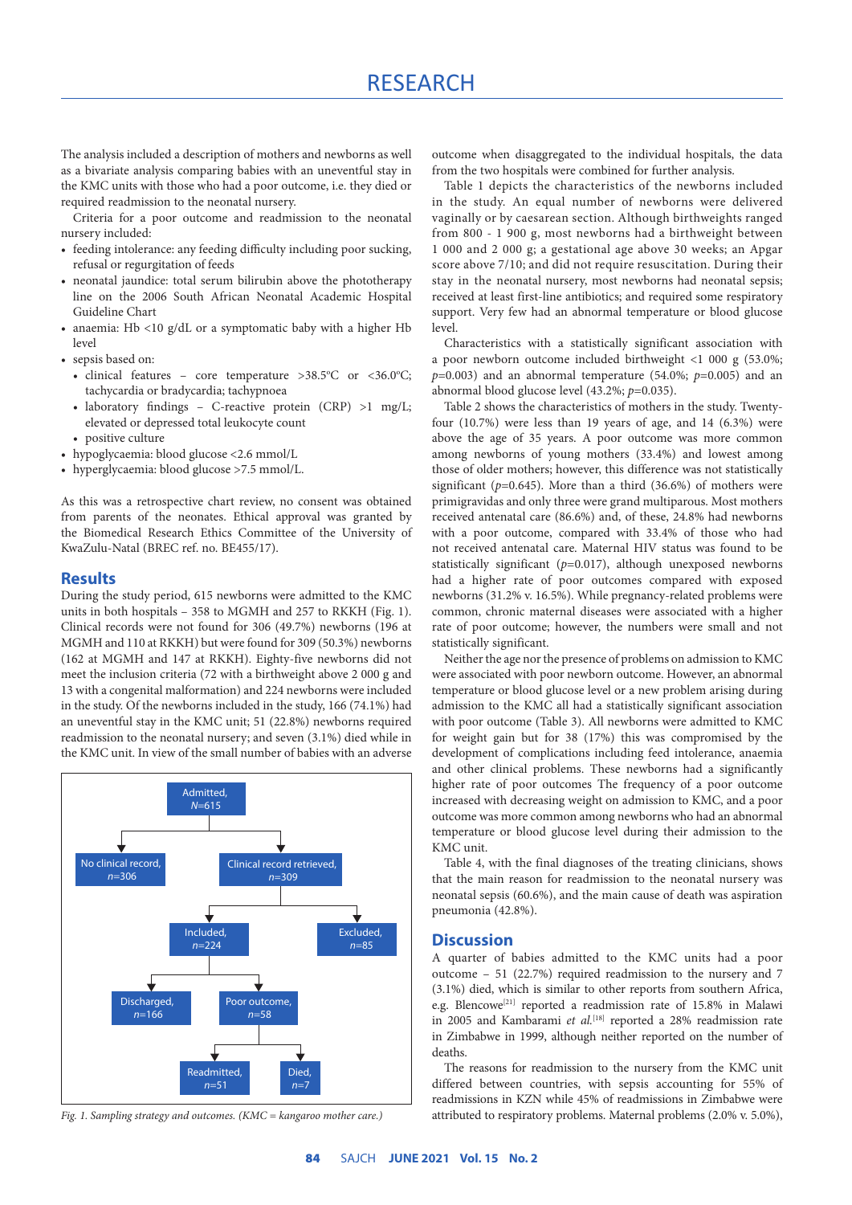The analysis included a description of mothers and newborns as well as a bivariate analysis comparing babies with an uneventful stay in the KMC units with those who had a poor outcome, i.e. they died or required readmission to the neonatal nursery.

Criteria for a poor outcome and readmission to the neonatal nursery included:

- feeding intolerance: any feeding difficulty including poor sucking, refusal or regurgitation of feeds
- neonatal jaundice: total serum bilirubin above the phototherapy line on the 2006 South African Neonatal Academic Hospital Guideline Chart
- anaemia: Hb <10 g/dL or a symptomatic baby with a higher Hb level
- sepsis based on:
  - clinical features – core temperature >38.5ºC or <36.0ºC; tachycardia or bradycardia; tachypnoea
  - laboratory findings – C-reactive protein (CRP) >1 mg/L; elevated or depressed total leukocyte count
  - positive culture
- hypoglycaemia: blood glucose <2.6 mmol/L
- hyperglycaemia: blood glucose >7.5 mmol/L.

As this was a retrospective chart review, no consent was obtained from parents of the neonates. Ethical approval was granted by the Biomedical Research Ethics Committee of the University of KwaZulu-Natal (BREC ref. no. BE455/17).

## Results

During the study period, 615 newborns were admitted to the KMC units in both hospitals – 358 to MGMH and 257 to RKKH (Fig. 1). Clinical records were not found for 306 (49.7%) newborns (196 at MGMH and 110 at RKKH) but were found for 309 (50.3%) newborns (162 at MGMH and 147 at RKKH). Eighty-five newborns did not meet the inclusion criteria (72 with a birthweight above 2 000 g and 13 with a congenital malformation) and 224 newborns were included in the study. Of the newborns included in the study, 166 (74.1%) had an uneventful stay in the KMC unit; 51 (22.8%) newborns required readmission to the neonatal nursery; and seven (3.1%) died while in the KMC unit. In view of the small number of babies with an adverse outcome when disaggregated to the individual hospitals, the data from the two hospitals were combined for further analysis.

Admitted, *N*=615 → No clinical record, *n*=306; Clinical record retrieved, *n*=309
Clinical record retrieved, *n*=309 → Included, *n*=224; Excluded, *n*=85
Included, *n*=224 → Discharged, *n*=166; Poor outcome, *n*=58
Poor outcome, *n*=58 → Readmitted, *n*=51; Died, *n*=7

*Fig. 1. Sampling strategy and outcomes. (KMC = kangaroo mother care.)*

Table 1 depicts the characteristics of the newborns included in the study. An equal number of newborns were delivered vaginally or by caesarean section. Although birthweights ranged from 800 - 1 900 g, most newborns had a birthweight between 1 000 and 2 000 g; a gestational age above 30 weeks; an Apgar score above 7/10; and did not require resuscitation. During their stay in the neonatal nursery, most newborns had neonatal sepsis; received at least first-line antibiotics; and required some respiratory support. Very few had an abnormal temperature or blood glucose level.

Characteristics with a statistically significant association with a poor newborn outcome included birthweight <1 000 g (53.0%; $p$=0.003) and an abnormal temperature (54.0%; $p$=0.005) and an abnormal blood glucose level (43.2%; $p$=0.035).

Table 2 shows the characteristics of mothers in the study. Twenty-four (10.7%) were less than 19 years of age, and 14 (6.3%) were above the age of 35 years. A poor outcome was more common among newborns of young mothers (33.4%) and lowest among those of older mothers; however, this difference was not statistically significant ($p$=0.645). More than a third (36.6%) of mothers were primigravidas and only three were grand multiparous. Most mothers received antenatal care (86.6%) and, of these, 24.8% had newborns with a poor outcome, compared with 33.4% of those who had not received antenatal care. Maternal HIV status was found to be statistically significant ($p$=0.017), although unexposed newborns had a higher rate of poor outcomes compared with exposed newborns (31.2% v. 16.5%). While pregnancy-related problems were common, chronic maternal diseases were associated with a higher rate of poor outcome; however, the numbers were small and not statistically significant.

Neither the age nor the presence of problems on admission to KMC were associated with poor newborn outcome. However, an abnormal temperature or blood glucose level or a new problem arising during admission to the KMC all had a statistically significant association with poor outcome (Table 3). All newborns were admitted to KMC for weight gain but for 38 (17%) this was compromised by the development of complications including feed intolerance, anaemia and other clinical problems. These newborns had a significantly higher rate of poor outcomes The frequency of a poor outcome increased with decreasing weight on admission to KMC, and a poor outcome was more common among newborns who had an abnormal temperature or blood glucose level during their admission to the KMC unit.

Table 4, with the final diagnoses of the treating clinicians, shows that the main reason for readmission to the neonatal nursery was neonatal sepsis (60.6%), and the main cause of death was aspiration pneumonia (42.8%).

## Discussion

A quarter of babies admitted to the KMC units had a poor outcome – 51 (22.7%) required readmission to the nursery and 7 (3.1%) died, which is similar to other reports from southern Africa, e.g. Blencowe[21] reported a readmission rate of 15.8% in Malawi in 2005 and Kambarami *et al.*[18] reported a 28% readmission rate in Zimbabwe in 1999, although neither reported on the number of deaths.

The reasons for readmission to the nursery from the KMC unit differed between countries, with sepsis accounting for 55% of readmissions in KZN while 45% of readmissions in Zimbabwe were attributed to respiratory problems. Maternal problems (2.0% v. 5.0%),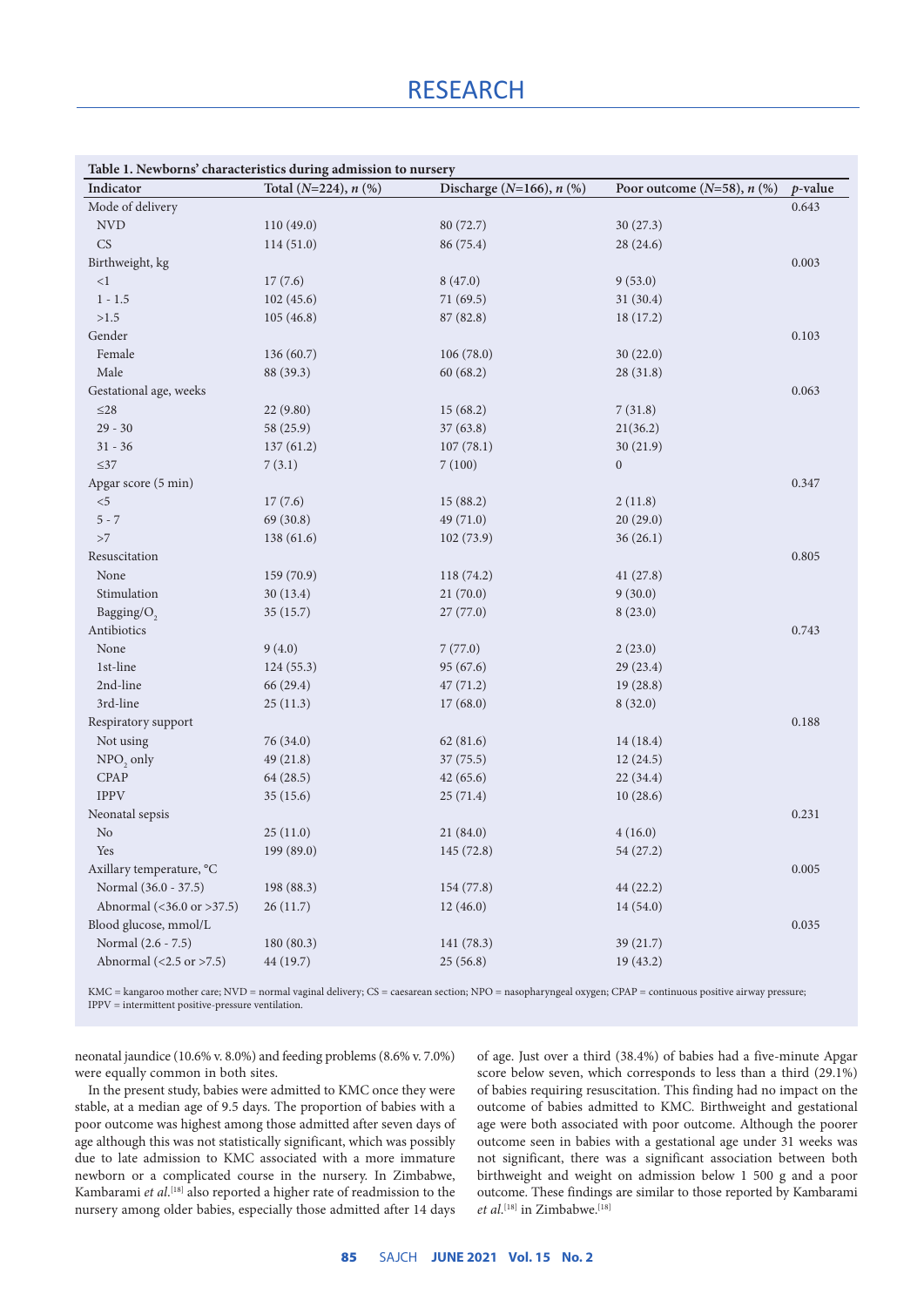**Table 1. Newborns' characteristics during admission to nursery**

| Indicator | Total (*N*=224), *n* (%) | Discharge (*N*=166), *n* (%) | Poor outcome (*N*=58), *n* (%) | *p*-value |
|---|---|---|---|---|
| Mode of delivery | | | | 0.643 |
| NVD | 110 (49.0) | 80 (72.7) | 30 (27.3) | |
| CS | 114 (51.0) | 86 (75.4) | 28 (24.6) | |
| Birthweight, kg | | | | 0.003 |
| <1 | 17 (7.6) | 8 (47.0) | 9 (53.0) | |
| 1 - 1.5 | 102 (45.6) | 71 (69.5) | 31 (30.4) | |
| >1.5 | 105 (46.8) | 87 (82.8) | 18 (17.2) | |
| Gender | | | | 0.103 |
| Female | 136 (60.7) | 106 (78.0) | 30 (22.0) | |
| Male | 88 (39.3) | 60 (68.2) | 28 (31.8) | |
| Gestational age, weeks | | | | 0.063 |
| ≤28 | 22 (9.80) | 15 (68.2) | 7 (31.8) | |
| 29 - 30 | 58 (25.9) | 37 (63.8) | 21(36.2) | |
| 31 - 36 | 137 (61.2) | 107 (78.1) | 30 (21.9) | |
| ≤37 | 7 (3.1) | 7 (100) | 0 | |
| Apgar score (5 min) | | | | 0.347 |
| <5 | 17 (7.6) | 15 (88.2) | 2 (11.8) | |
| 5 - 7 | 69 (30.8) | 49 (71.0) | 20 (29.0) | |
| >7 | 138 (61.6) | 102 (73.9) | 36 (26.1) | |
| Resuscitation | | | | 0.805 |
| None | 159 (70.9) | 118 (74.2) | 41 (27.8) | |
| Stimulation | 30 (13.4) | 21 (70.0) | 9 (30.0) | |
| Bagging/$O_2$ | 35 (15.7) | 27 (77.0) | 8 (23.0) | |
| Antibiotics | | | | 0.743 |
| None | 9 (4.0) | 7 (77.0) | 2 (23.0) | |
| 1st-line | 124 (55.3) | 95 (67.6) | 29 (23.4) | |
| 2nd-line | 66 (29.4) | 47 (71.2) | 19 (28.8) | |
| 3rd-line | 25 (11.3) | 17 (68.0) | 8 (32.0) | |
| Respiratory support | | | | 0.188 |
| Not using | 76 (34.0) | 62 (81.6) | 14 (18.4) | |
| $NPO_2$ only | 49 (21.8) | 37 (75.5) | 12 (24.5) | |
| CPAP | 64 (28.5) | 42 (65.6) | 22 (34.4) | |
| IPPV | 35 (15.6) | 25 (71.4) | 10 (28.6) | |
| Neonatal sepsis | | | | 0.231 |
| No | 25 (11.0) | 21 (84.0) | 4 (16.0) | |
| Yes | 199 (89.0) | 145 (72.8) | 54 (27.2) | |
| Axillary temperature, °C | | | | 0.005 |
| Normal (36.0 - 37.5) | 198 (88.3) | 154 (77.8) | 44 (22.2) | |
| Abnormal (<36.0 or >37.5) | 26 (11.7) | 12 (46.0) | 14 (54.0) | |
| Blood glucose, mmol/L | | | | 0.035 |
| Normal (2.6 - 7.5) | 180 (80.3) | 141 (78.3) | 39 (21.7) | |
| Abnormal (<2.5 or >7.5) | 44 (19.7) | 25 (56.8) | 19 (43.2) | |

KMC = kangaroo mother care; NVD = normal vaginal delivery; CS = caesarean section; NPO = nasopharyngeal oxygen; CPAP = continuous positive airway pressure; IPPV = intermittent positive-pressure ventilation.

neonatal jaundice (10.6% v. 8.0%) and feeding problems (8.6% v. 7.0%) were equally common in both sites.

In the present study, babies were admitted to KMC once they were stable, at a median age of 9.5 days. The proportion of babies with a poor outcome was highest among those admitted after seven days of age although this was not statistically significant, which was possibly due to late admission to KMC associated with a more immature newborn or a complicated course in the nursery. In Zimbabwe, Kambarami *et al.*[18] also reported a higher rate of readmission to the nursery among older babies, especially those admitted after 14 days of age. Just over a third (38.4%) of babies had a five-minute Apgar score below seven, which corresponds to less than a third (29.1%) of babies requiring resuscitation. This finding had no impact on the outcome of babies admitted to KMC. Birthweight and gestational age were both associated with poor outcome. Although the poorer outcome seen in babies with a gestational age under 31 weeks was not significant, there was a significant association between both birthweight and weight on admission below 1 500 g and a poor outcome. These findings are similar to those reported by Kambarami *et al.*[18] in Zimbabwe.[18]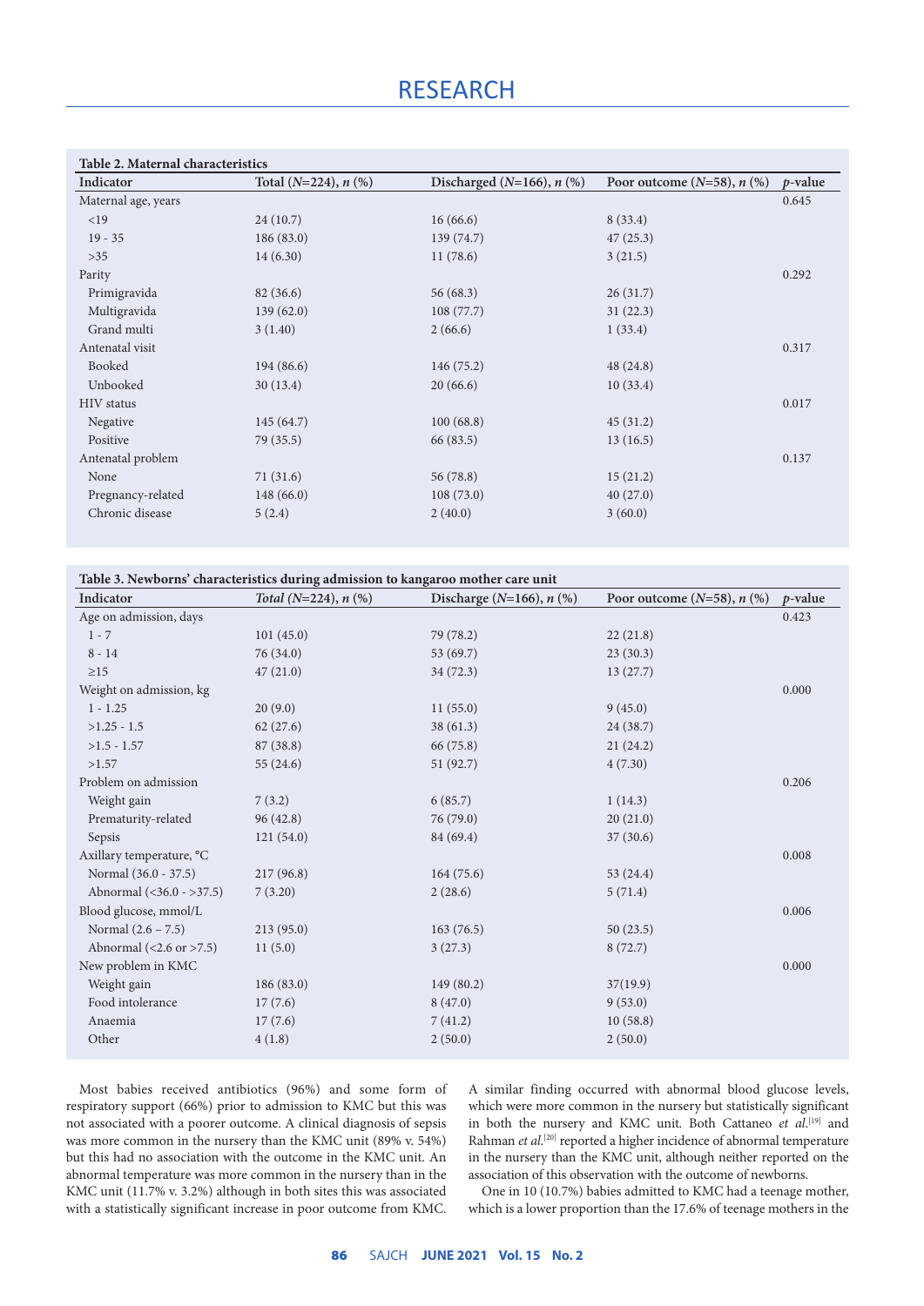**Table 2. Maternal characteristics**

| Indicator | Total (*N*=224), *n* (%) | Discharged (*N*=166), *n* (%) | Poor outcome (*N*=58), *n* (%) | *p*-value |
|---|---|---|---|---|
| Maternal age, years | | | | 0.645 |
| <19 | 24 (10.7) | 16 (66.6) | 8 (33.4) | |
| 19 - 35 | 186 (83.0) | 139 (74.7) | 47 (25.3) | |
| >35 | 14 (6.30) | 11 (78.6) | 3 (21.5) | |
| Parity | | | | 0.292 |
| Primigravida | 82 (36.6) | 56 (68.3) | 26 (31.7) | |
| Multigravida | 139 (62.0) | 108 (77.7) | 31 (22.3) | |
| Grand multi | 3 (1.40) | 2 (66.6) | 1 (33.4) | |
| Antenatal visit | | | | 0.317 |
| Booked | 194 (86.6) | 146 (75.2) | 48 (24.8) | |
| Unbooked | 30 (13.4) | 20 (66.6) | 10 (33.4) | |
| HIV status | | | | 0.017 |
| Negative | 145 (64.7) | 100 (68.8) | 45 (31.2) | |
| Positive | 79 (35.5) | 66 (83.5) | 13 (16.5) | |
| Antenatal problem | | | | 0.137 |
| None | 71 (31.6) | 56 (78.8) | 15 (21.2) | |
| Pregnancy-related | 148 (66.0) | 108 (73.0) | 40 (27.0) | |
| Chronic disease | 5 (2.4) | 2 (40.0) | 3 (60.0) | |

**Table 3. Newborns' characteristics during admission to kangaroo mother care unit**

| Indicator | *Total* (*N*=224), *n* (%) | Discharge (*N*=166), *n* (%) | Poor outcome (*N*=58), *n* (%) | *p*-value |
|---|---|---|---|---|
| Age on admission, days | | | | 0.423 |
| 1 - 7 | 101 (45.0) | 79 (78.2) | 22 (21.8) | |
| 8 - 14 | 76 (34.0) | 53 (69.7) | 23 (30.3) | |
| ≥15 | 47 (21.0) | 34 (72.3) | 13 (27.7) | |
| Weight on admission, kg | | | | 0.000 |
| 1 - 1.25 | 20 (9.0) | 11 (55.0) | 9 (45.0) | |
| >1.25 - 1.5 | 62 (27.6) | 38 (61.3) | 24 (38.7) | |
| >1.5 - 1.57 | 87 (38.8) | 66 (75.8) | 21 (24.2) | |
| >1.57 | 55 (24.6) | 51 (92.7) | 4 (7.30) | |
| Problem on admission | | | | 0.206 |
| Weight gain | 7 (3.2) | 6 (85.7) | 1 (14.3) | |
| Prematurity-related | 96 (42.8) | 76 (79.0) | 20 (21.0) | |
| Sepsis | 121 (54.0) | 84 (69.4) | 37 (30.6) | |
| Axillary temperature, °C | | | | 0.008 |
| Normal (36.0 - 37.5) | 217 (96.8) | 164 (75.6) | 53 (24.4) | |
| Abnormal (<36.0 - >37.5) | 7 (3.20) | 2 (28.6) | 5 (71.4) | |
| Blood glucose, mmol/L | | | | 0.006 |
| Normal (2.6 – 7.5) | 213 (95.0) | 163 (76.5) | 50 (23.5) | |
| Abnormal (<2.6 or >7.5) | 11 (5.0) | 3 (27.3) | 8 (72.7) | |
| New problem in KMC | | | | 0.000 |
| Weight gain | 186 (83.0) | 149 (80.2) | 37(19.9) | |
| Food intolerance | 17 (7.6) | 8 (47.0) | 9 (53.0) | |
| Anaemia | 17 (7.6) | 7 (41.2) | 10 (58.8) | |
| Other | 4 (1.8) | 2 (50.0) | 2 (50.0) | |

Most babies received antibiotics (96%) and some form of respiratory support (66%) prior to admission to KMC but this was not associated with a poorer outcome. A clinical diagnosis of sepsis was more common in the nursery than the KMC unit (89% v. 54%) but this had no association with the outcome in the KMC unit. An abnormal temperature was more common in the nursery than in the KMC unit (11.7% v. 3.2%) although in both sites this was associated with a statistically significant increase in poor outcome from KMC. A similar finding occurred with abnormal blood glucose levels, which were more common in the nursery but statistically significant in both the nursery and KMC unit. Both Cattaneo *et al.*[19] and Rahman *et al.*[20] reported a higher incidence of abnormal temperature in the nursery than the KMC unit, although neither reported on the association of this observation with the outcome of newborns.

One in 10 (10.7%) babies admitted to KMC had a teenage mother, which is a lower proportion than the 17.6% of teenage mothers in the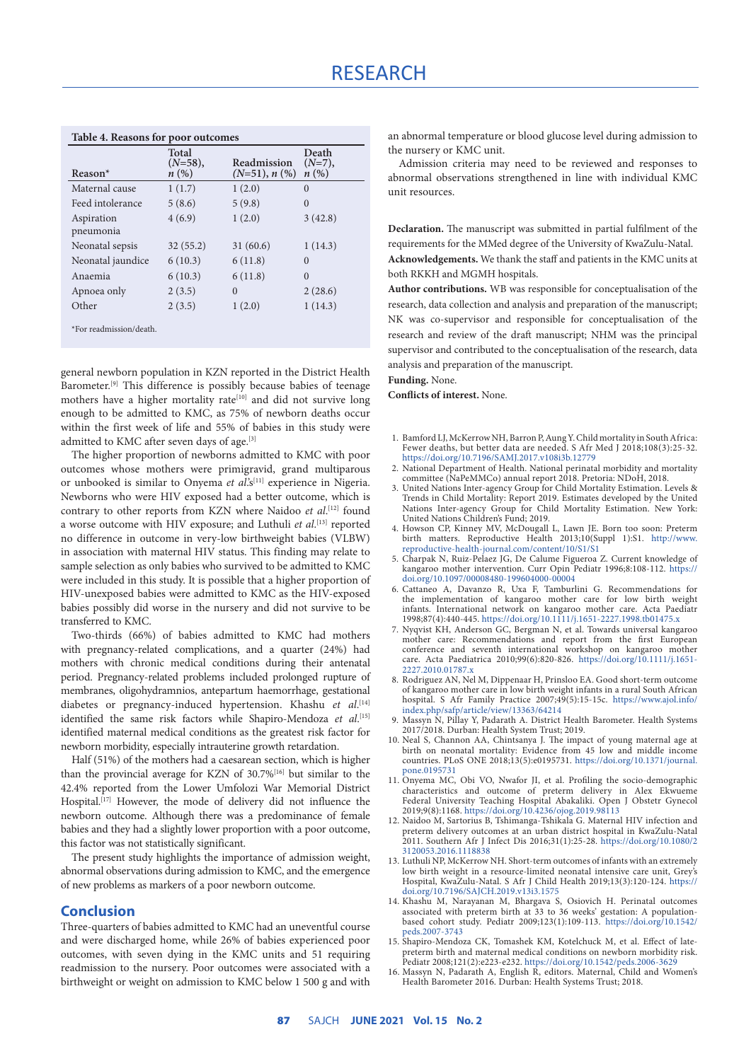**Table 4. Reasons for poor outcomes**

| Reason* | Total (*N*=58), *n* (%) | Readmission (*N*=51), *n* (%) | Death (*N*=7), *n* (%) |
|---|---|---|---|
| Maternal cause | 1 (1.7) | 1 (2.0) | 0 |
| Feed intolerance | 5 (8.6) | 5 (9.8) | 0 |
| Aspiration pneumonia | 4 (6.9) | 1 (2.0) | 3 (42.8) |
| Neonatal sepsis | 32 (55.2) | 31 (60.6) | 1 (14.3) |
| Neonatal jaundice | 6 (10.3) | 6 (11.8) | 0 |
| Anaemia | 6 (10.3) | 6 (11.8) | 0 |
| Apnoea only | 2 (3.5) | 0 | 2 (28.6) |
| Other | 2 (3.5) | 1 (2.0) | 1 (14.3) |

*For readmission/death.

general newborn population in KZN reported in the District Health Barometer.[9] This difference is possibly because babies of teenage mothers have a higher mortality rate[10] and did not survive long enough to be admitted to KMC, as 75% of newborn deaths occur within the first week of life and 55% of babies in this study were admitted to KMC after seven days of age.[3]

The higher proportion of newborns admitted to KMC with poor outcomes whose mothers were primigravid, grand multiparous or unbooked is similar to Onyema *et al.*'s[11] experience in Nigeria. Newborns who were HIV exposed had a better outcome, which is contrary to other reports from KZN where Naidoo *et al.*[12] found a worse outcome with HIV exposure; and Luthuli *et al.*[13] reported no difference in very-low birthweight babies (VLBW) in association with maternal HIV status. This finding may relate to sample selection as only babies who survived to be admitted to KMC were included in this study. It is possible that a higher proportion of HIV-unexposed babies were admitted to KMC as the HIV-exposed babies possibly did worse in the nursery and did not survive to be transferred to KMC.

Two-thirds (66%) of babies admitted to KMC had mothers with pregnancy-related complications, and a quarter (24%) had mothers with chronic medical conditions during their antenatal period. Pregnancy-related problems included prolonged rupture of membranes, oligohydramnios, antepartum haemorrhage, gestational diabetes or pregnancy-induced hypertension. Khashu *et al.*[14] identified the same risk factors while Shapiro-Mendoza *et al.*[15] identified maternal medical conditions as the greatest risk factor for newborn morbidity, especially intrauterine growth retardation.

Half (51%) of the mothers had a caesarean section, which is higher than the provincial average for KZN of 30.7%[16] but similar to the 42.4% reported from the Lower Umfolozi War Memorial District Hospital.[17] However, the mode of delivery did not influence the newborn outcome. Although there was a predominance of female babies and they had a slightly lower proportion with a poor outcome, this factor was not statistically significant.

The present study highlights the importance of admission weight, abnormal observations during admission to KMC, and the emergence of new problems as markers of a poor newborn outcome.

## Conclusion

Three-quarters of babies admitted to KMC had an uneventful course and were discharged home, while 26% of babies experienced poor outcomes, with seven dying in the KMC units and 51 requiring readmission to the nursery. Poor outcomes were associated with a birthweight or weight on admission to KMC below 1 500 g and with an abnormal temperature or blood glucose level during admission to the nursery or KMC unit.

Admission criteria may need to be reviewed and responses to abnormal observations strengthened in line with individual KMC unit resources.

**Declaration.** The manuscript was submitted in partial fulfilment of the requirements for the MMed degree of the University of KwaZulu-Natal.

**Acknowledgements.** We thank the staff and patients in the KMC units at both RKKH and MGMH hospitals.

**Author contributions.** WB was responsible for conceptualisation of the research, data collection and analysis and preparation of the manuscript; NK was co-supervisor and responsible for conceptualisation of the research and review of the draft manuscript; NHM was the principal supervisor and contributed to the conceptualisation of the research, data analysis and preparation of the manuscript.

**Funding.** None.

**Conflicts of interest.** None.

1. Bamford LJ, McKerrow NH, Barron P, Aung Y. Child mortality in South Africa: Fewer deaths, but better data are needed. S Afr Med J 2018;108(3):25-32. https://doi.org/10.7196/SAMJ.2017.v108i3b.12779
2. National Department of Health. National perinatal morbidity and mortality committee (NaPeMMCo) annual report 2018. Pretoria: NDoH, 2018.
3. United Nations Inter-agency Group for Child Mortality Estimation. Levels & Trends in Child Mortality: Report 2019. Estimates developed by the United Nations Inter-agency Group for Child Mortality Estimation. New York: United Nations Children's Fund; 2019.
4. Howson CP, Kinney MV, McDougall L, Lawn JE. Born too soon: Preterm birth matters. Reproductive Health 2013;10(Suppl 1):S1. http://www.reproductive-health-journal.com/content/10/S1/S1
5. Charpak N, Ruiz-Pelaez JG, De Calume Figueroa Z. Current knowledge of kangaroo mother intervention. Curr Opin Pediatr 1996;8:108-112. https://doi.org/10.1097/00008480-199604000-00004
6. Cattaneo A, Davanzo R, Uxa F, Tamburlini G. Recommendations for the implementation of kangaroo mother care for low birth weight infants. International network on kangaroo mother care. Acta Paediatr 1998;87(4):440-445. https://doi.org/10.1111/j.1651-2227.1998.tb01475.x
7. Nyqvist KH, Anderson GC, Bergman N, et al. Towards universal kangaroo mother care: Recommendations and report from the first European conference and seventh international workshop on kangaroo mother care. Acta Paediatrica 2010;99(6):820-826. https://doi.org/10.1111/j.1651-2227.2010.01787.x
8. Rodriguez AN, Nel M, Dippenaar H, Prinsloo EA. Good short-term outcome of kangaroo mother care in low birth weight infants in a rural South African hospital. S Afr Family Practice 2007;49(5):15-15c. https://www.ajol.info/index.php/safp/article/view/13363/64214
9. Massyn N, Pillay Y, Padarath A. District Health Barometer. Health Systems 2017/2018. Durban: Health System Trust; 2019.
10. Neal S, Channon AA, Chintsanya J. The impact of young maternal age at birth on neonatal mortality: Evidence from 45 low and middle income countries. PLoS ONE 2018;13(5):e0195731. https://doi.org/10.1371/journal.pone.0195731
11. Onyema MC, Obi VO, Nwafor JI, et al. Profiling the socio-demographic characteristics and outcome of preterm delivery in Alex Ekwueme Federal University Teaching Hospital Abakaliki. Open J Obstetr Gynecol 2019;9(8):1168. https://doi.org/10.4236/ojog.2019.98113
12. Naidoo M, Sartorius B, Tshimanga-Tshikala G. Maternal HIV infection and preterm delivery outcomes at an urban district hospital in KwaZulu-Natal 2011. Southern Afr J Infect Dis 2016;31(1):25-28. https://doi.org/10.1080/23120053.2016.1118838
13. Luthuli NP, McKerrow NH. Short-term outcomes of infants with an extremely low birth weight in a resource-limited neonatal intensive care unit, Grey's Hospital, KwaZulu-Natal. S Afr J Child Health 2019;13(3):120-124. https://doi.org/10.7196/SAJCH.2019.v13i3.1575
14. Khashu M, Narayanan M, Bhargava S, Osiovich H. Perinatal outcomes associated with preterm birth at 33 to 36 weeks' gestation: A population-based cohort study. Pediatr 2009;123(1):109-113. https://doi.org/10.1542/peds.2007-3743
15. Shapiro-Mendoza CK, Tomashek KM, Kotelchuck M, et al. Effect of late-preterm birth and maternal medical conditions on newborn morbidity risk. Pediatr 2008;121(2):e223-e232. https://doi.org/10.1542/peds.2006-3629
16. Massyn N, Padarath A, English R, editors. Maternal, Child and Women's Health Barometer 2016. Durban: Health Systems Trust; 2018.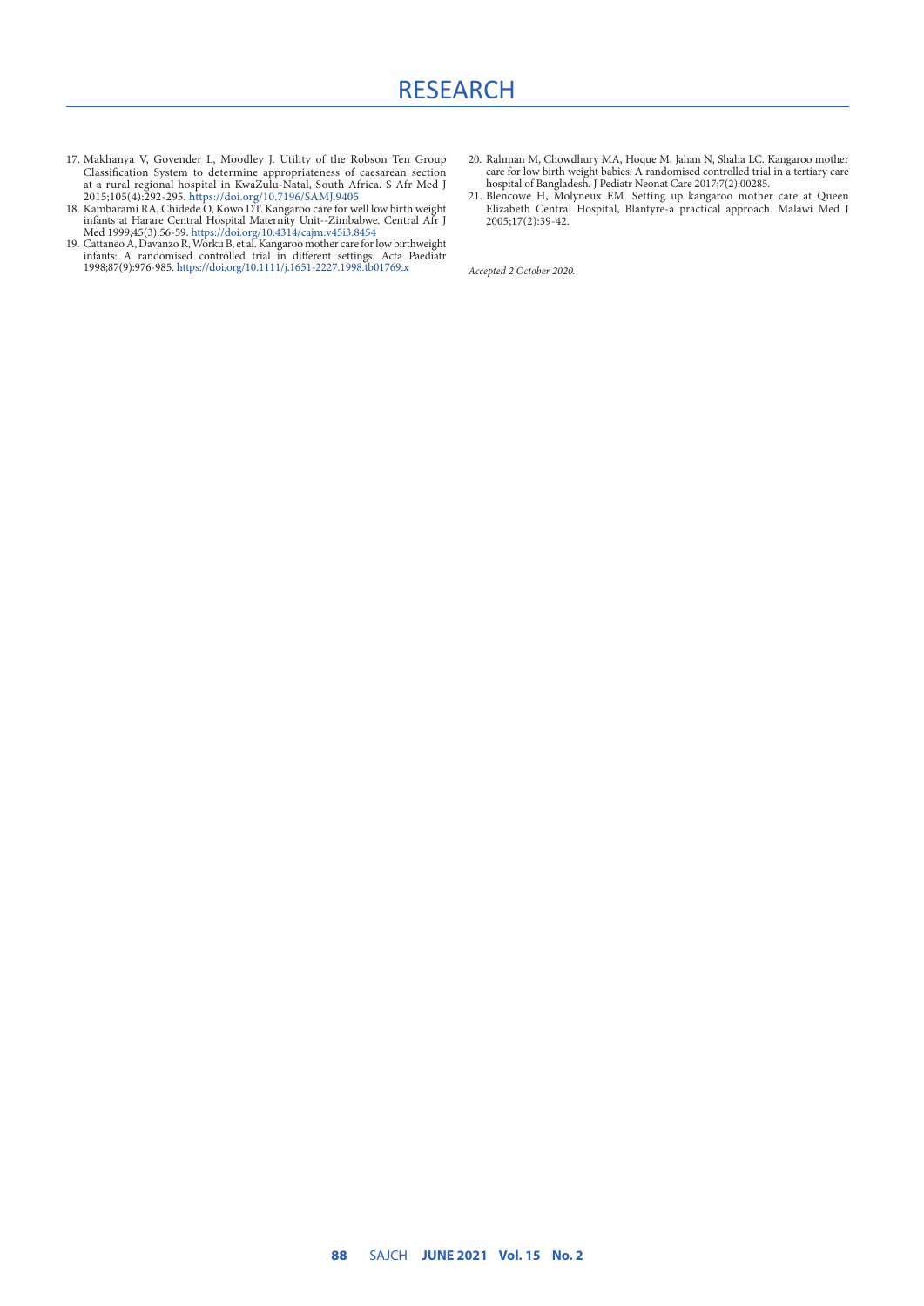17. Makhanya V, Govender L, Moodley J. Utility of the Robson Ten Group Classification System to determine appropriateness of caesarean section at a rural regional hospital in KwaZulu-Natal, South Africa. S Afr Med J 2015;105(4):292-295. https://doi.org/10.7196/SAMJ.9405
18. Kambarami RA, Chidede O, Kowo DT. Kangaroo care for well low birth weight infants at Harare Central Hospital Maternity Unit--Zimbabwe. Central Afr J Med 1999;45(3):56-59. https://doi.org/10.4314/cajm.v45i3.8454
19. Cattaneo A, Davanzo R, Worku B, et al. Kangaroo mother care for low birthweight infants: A randomised controlled trial in different settings. Acta Paediatr 1998;87(9):976-985. https://doi.org/10.1111/j.1651-2227.1998.tb01769.x
20. Rahman M, Chowdhury MA, Hoque M, Jahan N, Shaha LC. Kangaroo mother care for low birth weight babies: A randomised controlled trial in a tertiary care hospital of Bangladesh. J Pediatr Neonat Care 2017;7(2):00285.
21. Blencowe H, Molyneux EM. Setting up kangaroo mother care at Queen Elizabeth Central Hospital, Blantyre-a practical approach. Malawi Med J 2005;17(2):39-42.

*Accepted 2 October 2020.*